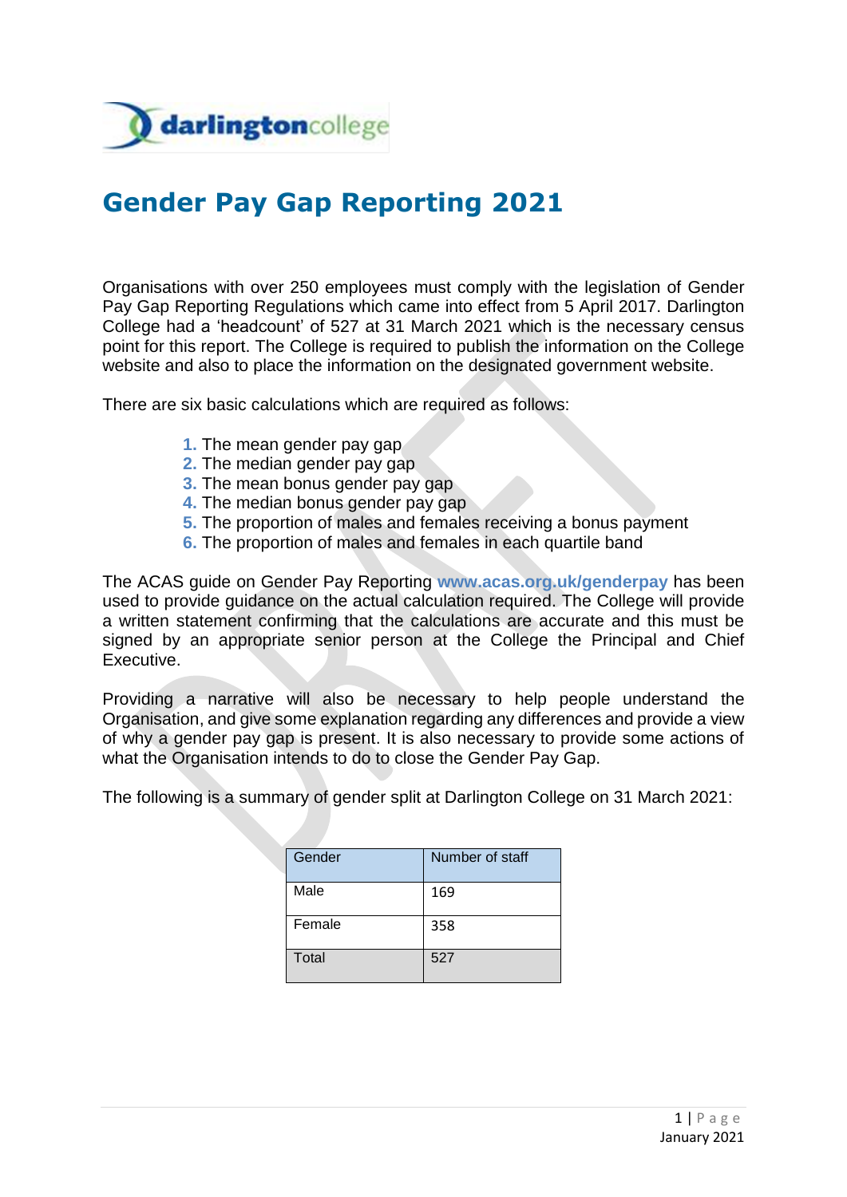# Gender Pay Gap Reporting 2021

Organisations with over 250 employees must comply with the legislation of Gender Pay Gap Reporting Regulations which came into effect from 5 April 2017. Darlington College had a 'headcount' of 527 at 31 March 2021 which is the necessary census point for this report. The College is required to publish the information on the College website and also to place the information on the designated government website.

There are six basic calculations which are required as follows:

1. The mean gender pay gap
2. The median gender pay gap
3. The mean bonus gender pay gap
4. The median bonus gender pay gap
5. The proportion of males and females receiving a bonus payment
6. The proportion of males and females in each quartile band

The ACAS guide on Gender Pay Reporting **www.acas.org.uk/genderpay** has been used to provide guidance on the actual calculation required. The College will provide a written statement confirming that the calculations are accurate and this must be signed by an appropriate senior person at the College the Principal and Chief Executive.

Providing a narrative will also be necessary to help people understand the Organisation, and give some explanation regarding any differences and provide a view of why a gender pay gap is present. It is also necessary to provide some actions of what the Organisation intends to do to close the Gender Pay Gap.

The following is a summary of gender split at Darlington College on 31 March 2021:

| Gender | Number of staff |
|---|---|
| Male | 169 |
| Female | 358 |
| Total | 527 |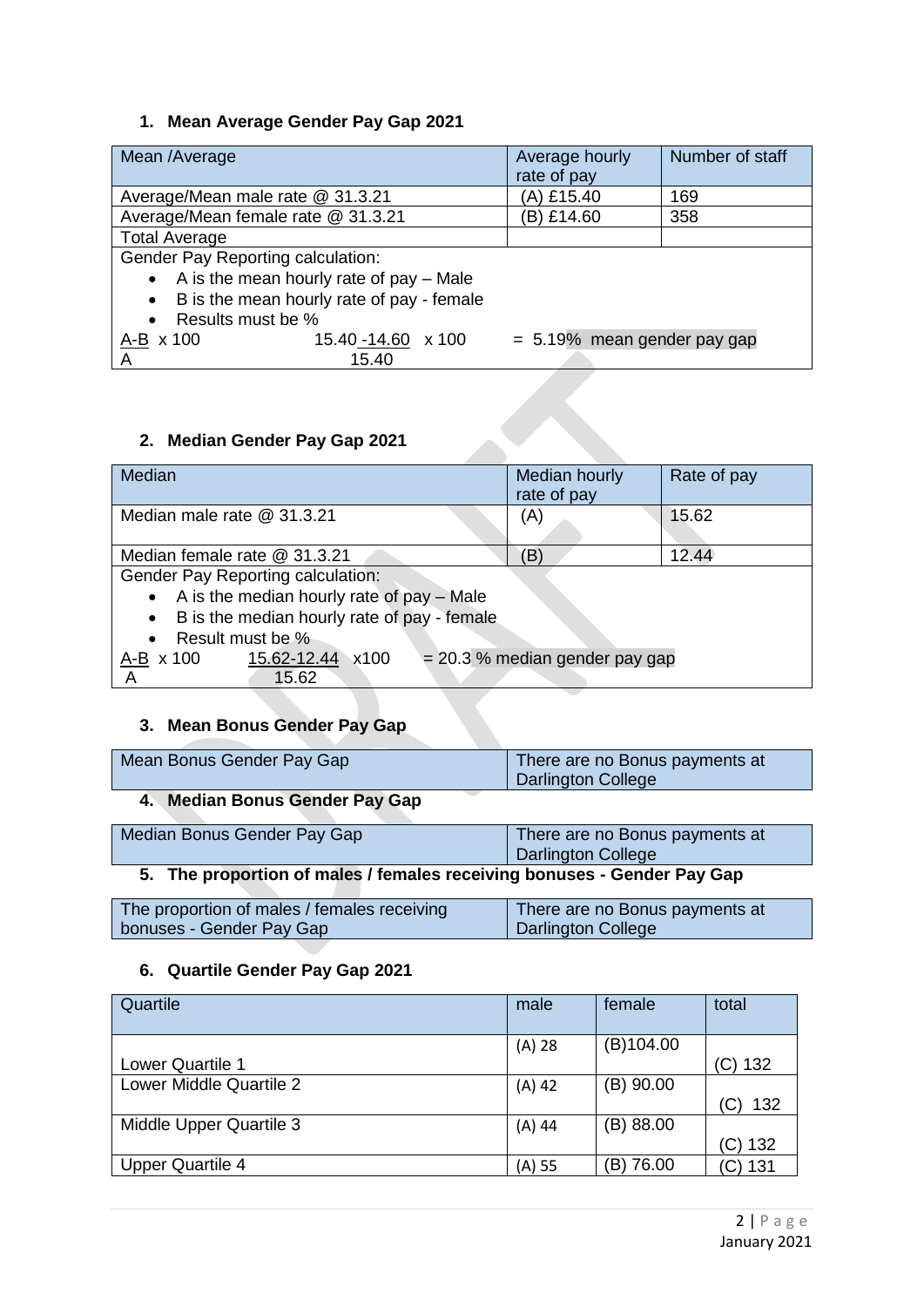## 1. Mean Average Gender Pay Gap 2021

| Mean /Average | Average hourly rate of pay | Number of staff |
|---|---|---|
| Average/Mean male rate @ 31.3.21 | (A) £15.40 | 169 |
| Average/Mean female rate @ 31.3.21 | (B) £14.60 | 358 |
| Total Average | | |

Gender Pay Reporting calculation:

- A is the mean hourly rate of pay – Male
- B is the mean hourly rate of pay - female
- Results must be %

$\frac{A-B}{A} \times 100$ $\frac{15.40 - 14.60}{15.40} \times 100$ = 5.19% mean gender pay gap

## 2. Median Gender Pay Gap 2021

| Median | Median hourly rate of pay | Rate of pay |
|---|---|---|
| Median male rate @ 31.3.21 | (A) | 15.62 |
| Median female rate @ 31.3.21 | (B) | 12.44 |

Gender Pay Reporting calculation:

- A is the median hourly rate of pay – Male
- B is the median hourly rate of pay - female
- Result must be %

$\frac{A-B}{A} \times 100$ $\frac{15.62-12.44}{15.62} \times 100$ = 20.3 % median gender pay gap

## 3. Mean Bonus Gender Pay Gap

| Mean Bonus Gender Pay Gap | There are no Bonus payments at Darlington College |
|---|---|

## 4. Median Bonus Gender Pay Gap

| Median Bonus Gender Pay Gap | There are no Bonus payments at Darlington College |
|---|---|

## 5. The proportion of males / females receiving bonuses - Gender Pay Gap

| The proportion of males / females receiving bonuses - Gender Pay Gap | There are no Bonus payments at Darlington College |
|---|---|

## 6. Quartile Gender Pay Gap 2021

| Quartile | male | female | total |
|---|---|---|---|
| Lower Quartile 1 | (A) 28 | (B)104.00 | (C) 132 |
| Lower Middle Quartile 2 | (A) 42 | (B) 90.00 | (C) 132 |
| Middle Upper Quartile 3 | (A) 44 | (B) 88.00 | (C) 132 |
| Upper Quartile 4 | (A) 55 | (B) 76.00 | (C) 131 |

January 2021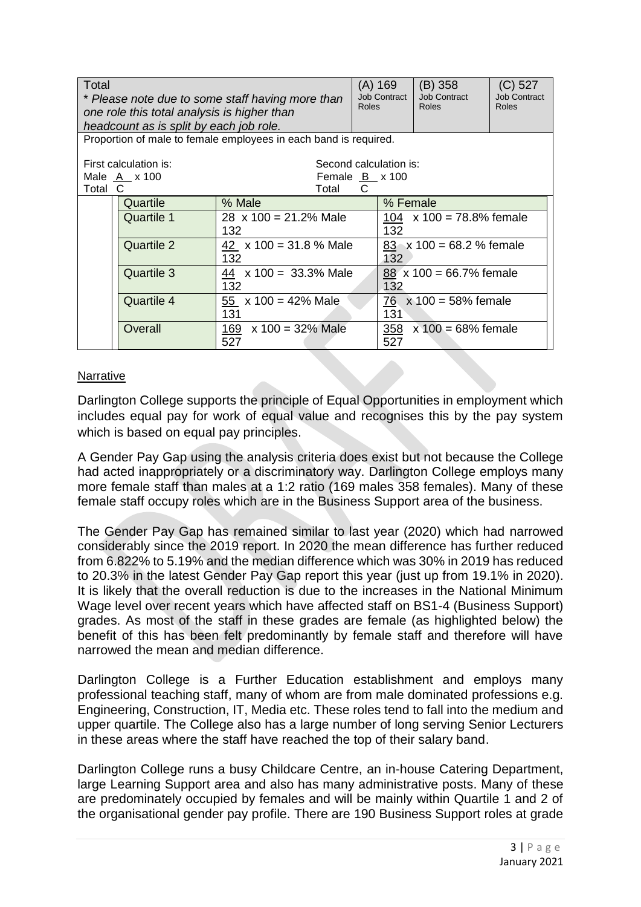| Total<br>*\* Please note due to some staff having more than one role this total analysis is higher than headcount as is split by each job role.* | (A) 169<br>Job Contract Roles | (B) 358<br>Job Contract Roles | (C) 527<br>Job Contract Roles |
|---|---|---|---|

Proportion of male to female employees in each band is required.

First calculation is: Male $\frac{A}{\text{Total } C} \times 100$

Second calculation is: Female $\frac{B}{\text{Total } C} \times 100$

| Quartile | % Male | % Female |
|---|---|---|
| Quartile 1 | $\frac{28}{132} \times 100 = 21.2\%$ Male | $\frac{104}{132} \times 100 = 78.8\%$ female |
| Quartile 2 | $\frac{42}{132} \times 100 = 31.8\%$ Male | $\frac{83}{132} \times 100 = 68.2\%$ female |
| Quartile 3 | $\frac{44}{132} \times 100 = 33.3\%$ Male | $\frac{88}{132} \times 100 = 66.7\%$ female |
| Quartile 4 | $\frac{55}{131} \times 100 = 42\%$ Male | $\frac{76}{131} \times 100 = 58\%$ female |
| Overall | $\frac{169}{527} \times 100 = 32\%$ Male | $\frac{358}{527} \times 100 = 68\%$ female |

<u>Narrative</u>

Darlington College supports the principle of Equal Opportunities in employment which includes equal pay for work of equal value and recognises this by the pay system which is based on equal pay principles.

A Gender Pay Gap using the analysis criteria does exist but not because the College had acted inappropriately or a discriminatory way. Darlington College employs many more female staff than males at a 1:2 ratio (169 males 358 females). Many of these female staff occupy roles which are in the Business Support area of the business.

The Gender Pay Gap has remained similar to last year (2020) which had narrowed considerably since the 2019 report. In 2020 the mean difference has further reduced from 6.822% to 5.19% and the median difference which was 30% in 2019 has reduced to 20.3% in the latest Gender Pay Gap report this year (just up from 19.1% in 2020). It is likely that the overall reduction is due to the increases in the National Minimum Wage level over recent years which have affected staff on BS1-4 (Business Support) grades. As most of the staff in these grades are female (as highlighted below) the benefit of this has been felt predominantly by female staff and therefore will have narrowed the mean and median difference.

Darlington College is a Further Education establishment and employs many professional teaching staff, many of whom are from male dominated professions e.g. Engineering, Construction, IT, Media etc. These roles tend to fall into the medium and upper quartile. The College also has a large number of long serving Senior Lecturers in these areas where the staff have reached the top of their salary band.

Darlington College runs a busy Childcare Centre, an in-house Catering Department, large Learning Support area and also has many administrative posts. Many of these are predominately occupied by females and will be mainly within Quartile 1 and 2 of the organisational gender pay profile. There are 190 Business Support roles at grade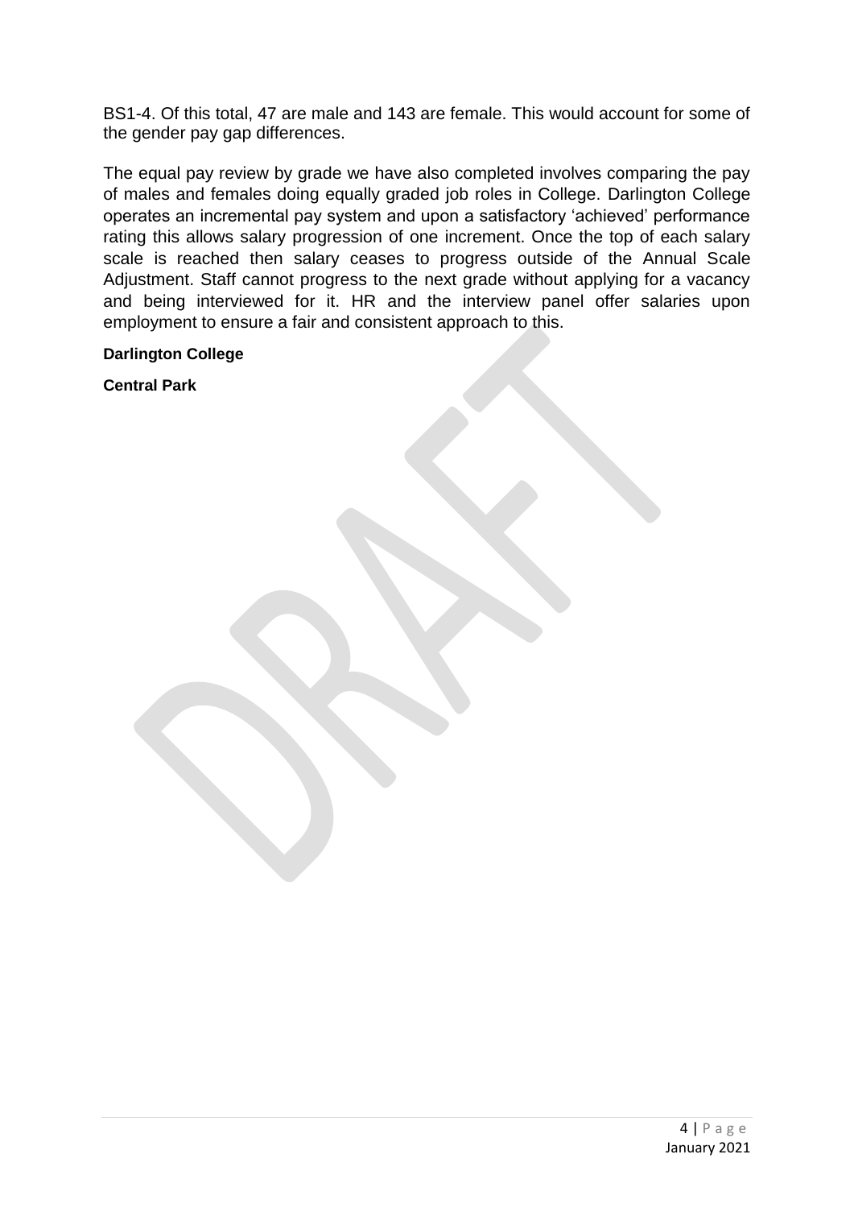BS1-4. Of this total, 47 are male and 143 are female. This would account for some of the gender pay gap differences.

The equal pay review by grade we have also completed involves comparing the pay of males and females doing equally graded job roles in College. Darlington College operates an incremental pay system and upon a satisfactory 'achieved' performance rating this allows salary progression of one increment. Once the top of each salary scale is reached then salary ceases to progress outside of the Annual Scale Adjustment. Staff cannot progress to the next grade without applying for a vacancy and being interviewed for it. HR and the interview panel offer salaries upon employment to ensure a fair and consistent approach to this.

**Darlington College**

**Central Park**